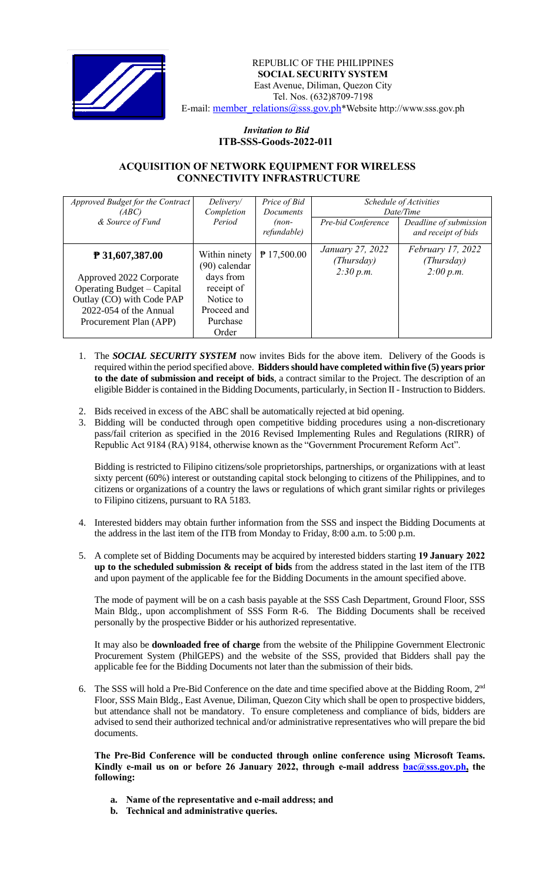REPUBLIC OF THE PHILIPPINES
**SOCIAL SECURITY SYSTEM**
East Avenue, Diliman, Quezon City
Tel. Nos. (632)8709-7198
E-mail: member_relations@sss.gov.ph*Website http://www.sss.gov.ph

*Invitation to Bid*
**ITB-SSS-Goods-2022-011**

## ACQUISITION OF NETWORK EQUIPMENT FOR WIRELESS CONNECTIVITY INFRASTRUCTURE

| *Approved Budget for the Contract (ABC) & Source of Fund* | *Delivery/ Completion Period* | *Price of Bid Documents (non-refundable)* | *Schedule of Activities Date/Time* | |
|---|---|---|---|---|
| | | | *Pre-bid Conference* | *Deadline of submission and receipt of bids* |
| **₱ 31,607,387.00** Approved 2022 Corporate Operating Budget – Capital Outlay (CO) with Code PAP 2022-054 of the Annual Procurement Plan (APP) | Within ninety (90) calendar days from receipt of Notice to Proceed and Purchase Order | ₱ 17,500.00 | *January 27, 2022 (Thursday) 2:30 p.m.* | *February 17, 2022 (Thursday) 2:00 p.m.* |

1. The ***SOCIAL SECURITY SYSTEM*** now invites Bids for the above item. Delivery of the Goods is required within the period specified above. **Bidders should have completed within five (5) years prior to the date of submission and receipt of bids**, a contract similar to the Project. The description of an eligible Bidder is contained in the Bidding Documents, particularly, in Section II - Instruction to Bidders.

2. Bids received in excess of the ABC shall be automatically rejected at bid opening.

3. Bidding will be conducted through open competitive bidding procedures using a non-discretionary pass/fail criterion as specified in the 2016 Revised Implementing Rules and Regulations (RIRR) of Republic Act 9184 (RA) 9184, otherwise known as the "Government Procurement Reform Act".

   Bidding is restricted to Filipino citizens/sole proprietorships, partnerships, or organizations with at least sixty percent (60%) interest or outstanding capital stock belonging to citizens of the Philippines, and to citizens or organizations of a country the laws or regulations of which grant similar rights or privileges to Filipino citizens, pursuant to RA 5183.

4. Interested bidders may obtain further information from the SSS and inspect the Bidding Documents at the address in the last item of the ITB from Monday to Friday, 8:00 a.m. to 5:00 p.m.

5. A complete set of Bidding Documents may be acquired by interested bidders starting **19 January 2022 up to the scheduled submission & receipt of bids** from the address stated in the last item of the ITB and upon payment of the applicable fee for the Bidding Documents in the amount specified above.

   The mode of payment will be on a cash basis payable at the SSS Cash Department, Ground Floor, SSS Main Bldg., upon accomplishment of SSS Form R-6. The Bidding Documents shall be received personally by the prospective Bidder or his authorized representative.

   It may also be **downloaded free of charge** from the website of the Philippine Government Electronic Procurement System (PhilGEPS) and the website of the SSS, provided that Bidders shall pay the applicable fee for the Bidding Documents not later than the submission of their bids.

6. The SSS will hold a Pre-Bid Conference on the date and time specified above at the Bidding Room, 2nd Floor, SSS Main Bldg., East Avenue, Diliman, Quezon City which shall be open to prospective bidders, but attendance shall not be mandatory. To ensure completeness and compliance of bids, bidders are advised to send their authorized technical and/or administrative representatives who will prepare the bid documents.

   **The Pre-Bid Conference will be conducted through online conference using Microsoft Teams. Kindly e-mail us on or before 26 January 2022, through e-mail address bac@sss.gov.ph, the following:**

   **a. Name of the representative and e-mail address; and**
   **b. Technical and administrative queries.**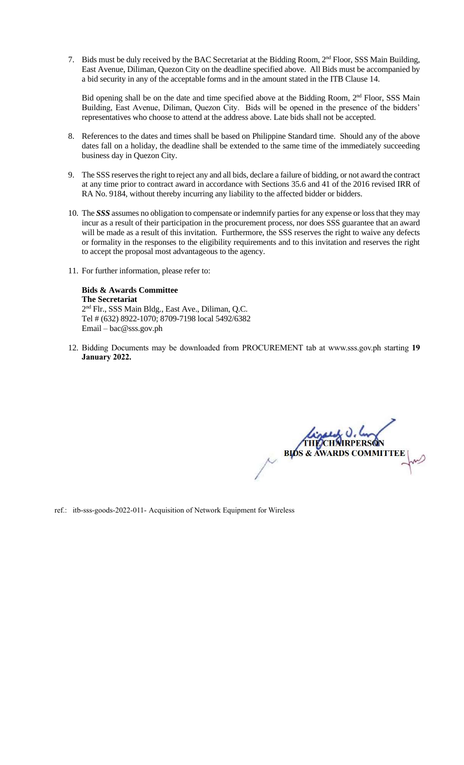7. Bids must be duly received by the BAC Secretariat at the Bidding Room, 2nd Floor, SSS Main Building, East Avenue, Diliman, Quezon City on the deadline specified above. All Bids must be accompanied by a bid security in any of the acceptable forms and in the amount stated in the ITB Clause 14.

   Bid opening shall be on the date and time specified above at the Bidding Room, 2nd Floor, SSS Main Building, East Avenue, Diliman, Quezon City. Bids will be opened in the presence of the bidders' representatives who choose to attend at the address above. Late bids shall not be accepted.

8. References to the dates and times shall be based on Philippine Standard time. Should any of the above dates fall on a holiday, the deadline shall be extended to the same time of the immediately succeeding business day in Quezon City.

9. The SSS reserves the right to reject any and all bids, declare a failure of bidding, or not award the contract at any time prior to contract award in accordance with Sections 35.6 and 41 of the 2016 revised IRR of RA No. 9184, without thereby incurring any liability to the affected bidder or bidders.

10. The ***SSS*** assumes no obligation to compensate or indemnify parties for any expense or loss that they may incur as a result of their participation in the procurement process, nor does SSS guarantee that an award will be made as a result of this invitation. Furthermore, the SSS reserves the right to waive any defects or formality in the responses to the eligibility requirements and to this invitation and reserves the right to accept the proposal most advantageous to the agency.

11. For further information, please refer to:

    **Bids & Awards Committee**
    **The Secretariat**
    2nd Flr., SSS Main Bldg., East Ave., Diliman, Q.C.
    Tel # (632) 8922-1070; 8709-7198 local 5492/6382
    Email – bac@sss.gov.ph

12. Bidding Documents may be downloaded from PROCUREMENT tab at www.sss.gov.ph starting **19 January 2022.**

**THE CHAIRPERSON**
**BIDS & AWARDS COMMITTEE**

ref.: itb-sss-goods-2022-011- Acquisition of Network Equipment for Wireless